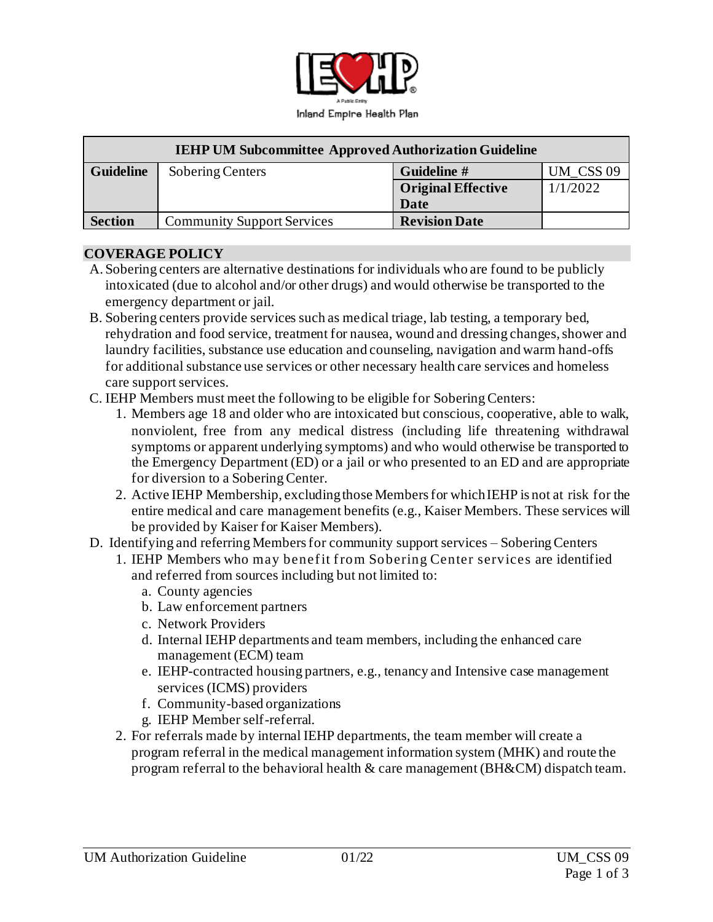Inland Empire Health Plan

| IEHP UM Subcommittee Approved Authorization Guideline | | | |
|---|---|---|---|
| **Guideline** | Sobering Centers | **Guideline #** | UM_CSS 09 |
| | | **Original Effective Date** | 1/1/2022 |
| **Section** | Community Support Services | **Revision Date** | |

## COVERAGE POLICY

A. Sobering centers are alternative destinations for individuals who are found to be publicly intoxicated (due to alcohol and/or other drugs) and would otherwise be transported to the emergency department or jail.

B. Sobering centers provide services such as medical triage, lab testing, a temporary bed, rehydration and food service, treatment for nausea, wound and dressing changes, shower and laundry facilities, substance use education and counseling, navigation and warm hand-offs for additional substance use services or other necessary health care services and homeless care support services.

C. IEHP Members must meet the following to be eligible for Sobering Centers:

1. Members age 18 and older who are intoxicated but conscious, cooperative, able to walk, nonviolent, free from any medical distress (including life threatening withdrawal symptoms or apparent underlying symptoms) and who would otherwise be transported to the Emergency Department (ED) or a jail or who presented to an ED and are appropriate for diversion to a Sobering Center.
2. Active IEHP Membership, excluding those Members for which IEHP is not at risk for the entire medical and care management benefits (e.g., Kaiser Members. These services will be provided by Kaiser for Kaiser Members).

D. Identifying and referring Members for community support services – Sobering Centers

1. IEHP Members who may benefit from Sobering Center services are identified and referred from sources including but not limited to:
   a. County agencies
   b. Law enforcement partners
   c. Network Providers
   d. Internal IEHP departments and team members, including the enhanced care management (ECM) team
   e. IEHP-contracted housing partners, e.g., tenancy and Intensive case management services (ICMS) providers
   f. Community-based organizations
   g. IEHP Member self-referral.
2. For referrals made by internal IEHP departments, the team member will create a program referral in the medical management information system (MHK) and route the program referral to the behavioral health & care management (BH&CM) dispatch team.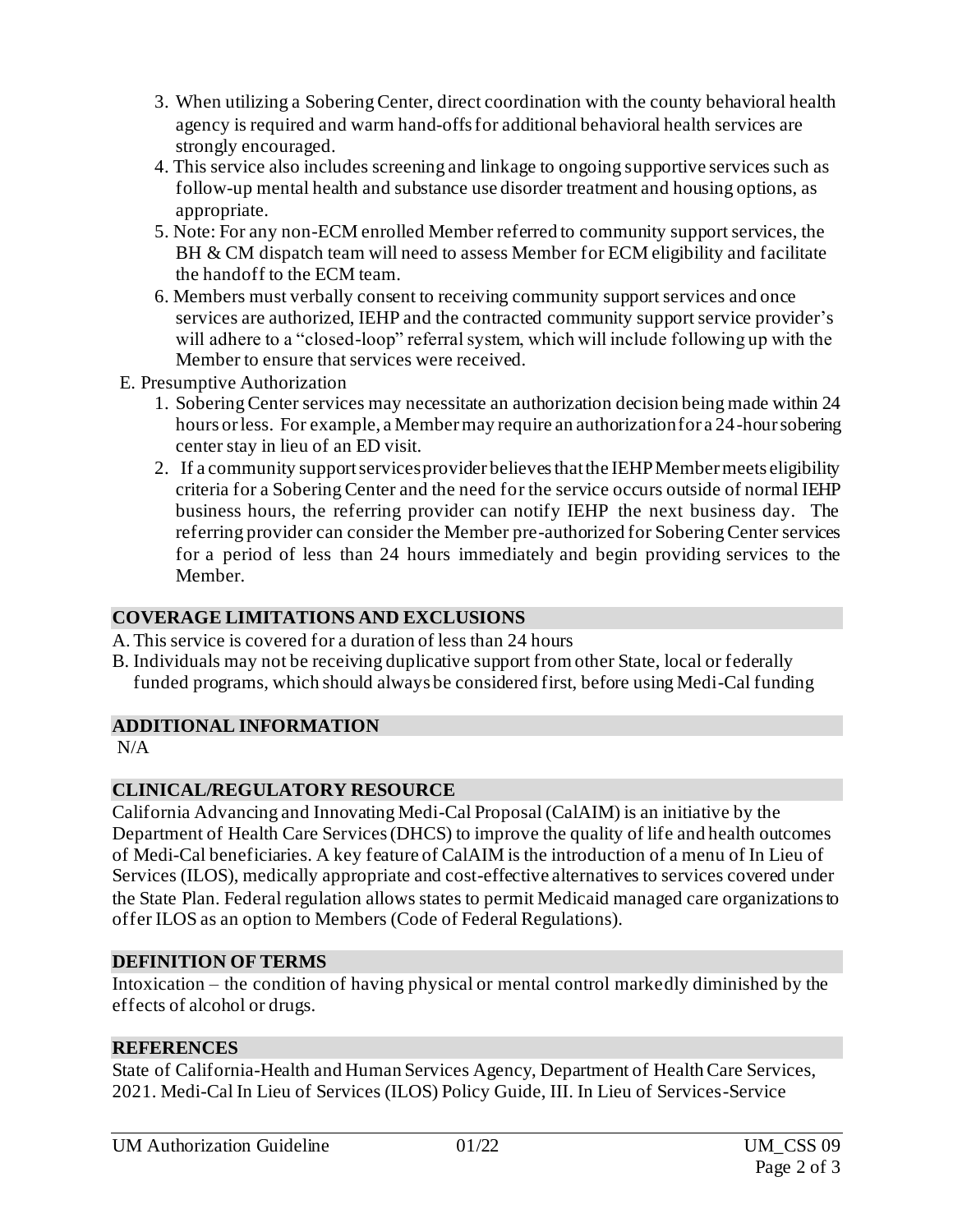3. When utilizing a Sobering Center, direct coordination with the county behavioral health agency is required and warm hand-offs for additional behavioral health services are strongly encouraged.
4. This service also includes screening and linkage to ongoing supportive services such as follow-up mental health and substance use disorder treatment and housing options, as appropriate.
5. Note: For any non-ECM enrolled Member referred to community support services, the BH & CM dispatch team will need to assess Member for ECM eligibility and facilitate the handoff to the ECM team.
6. Members must verbally consent to receiving community support services and once services are authorized, IEHP and the contracted community support service provider's will adhere to a "closed-loop" referral system, which will include following up with the Member to ensure that services were received.

E. Presumptive Authorization

1. Sobering Center services may necessitate an authorization decision being made within 24 hours or less. For example, a Member may require an authorization for a 24-hour sobering center stay in lieu of an ED visit.
2. If a community support services provider believes that the IEHP Member meets eligibility criteria for a Sobering Center and the need for the service occurs outside of normal IEHP business hours, the referring provider can notify IEHP the next business day. The referring provider can consider the Member pre-authorized for Sobering Center services for a period of less than 24 hours immediately and begin providing services to the Member.

## COVERAGE LIMITATIONS AND EXCLUSIONS

A. This service is covered for a duration of less than 24 hours

B. Individuals may not be receiving duplicative support from other State, local or federally funded programs, which should always be considered first, before using Medi-Cal funding

## ADDITIONAL INFORMATION

N/A

## CLINICAL/REGULATORY RESOURCE

California Advancing and Innovating Medi-Cal Proposal (CalAIM) is an initiative by the Department of Health Care Services (DHCS) to improve the quality of life and health outcomes of Medi-Cal beneficiaries. A key feature of CalAIM is the introduction of a menu of In Lieu of Services (ILOS), medically appropriate and cost-effective alternatives to services covered under the State Plan. Federal regulation allows states to permit Medicaid managed care organizations to offer ILOS as an option to Members (Code of Federal Regulations).

## DEFINITION OF TERMS

Intoxication – the condition of having physical or mental control markedly diminished by the effects of alcohol or drugs.

## REFERENCES

State of California-Health and Human Services Agency, Department of Health Care Services, 2021. Medi-Cal In Lieu of Services (ILOS) Policy Guide, III. In Lieu of Services-Service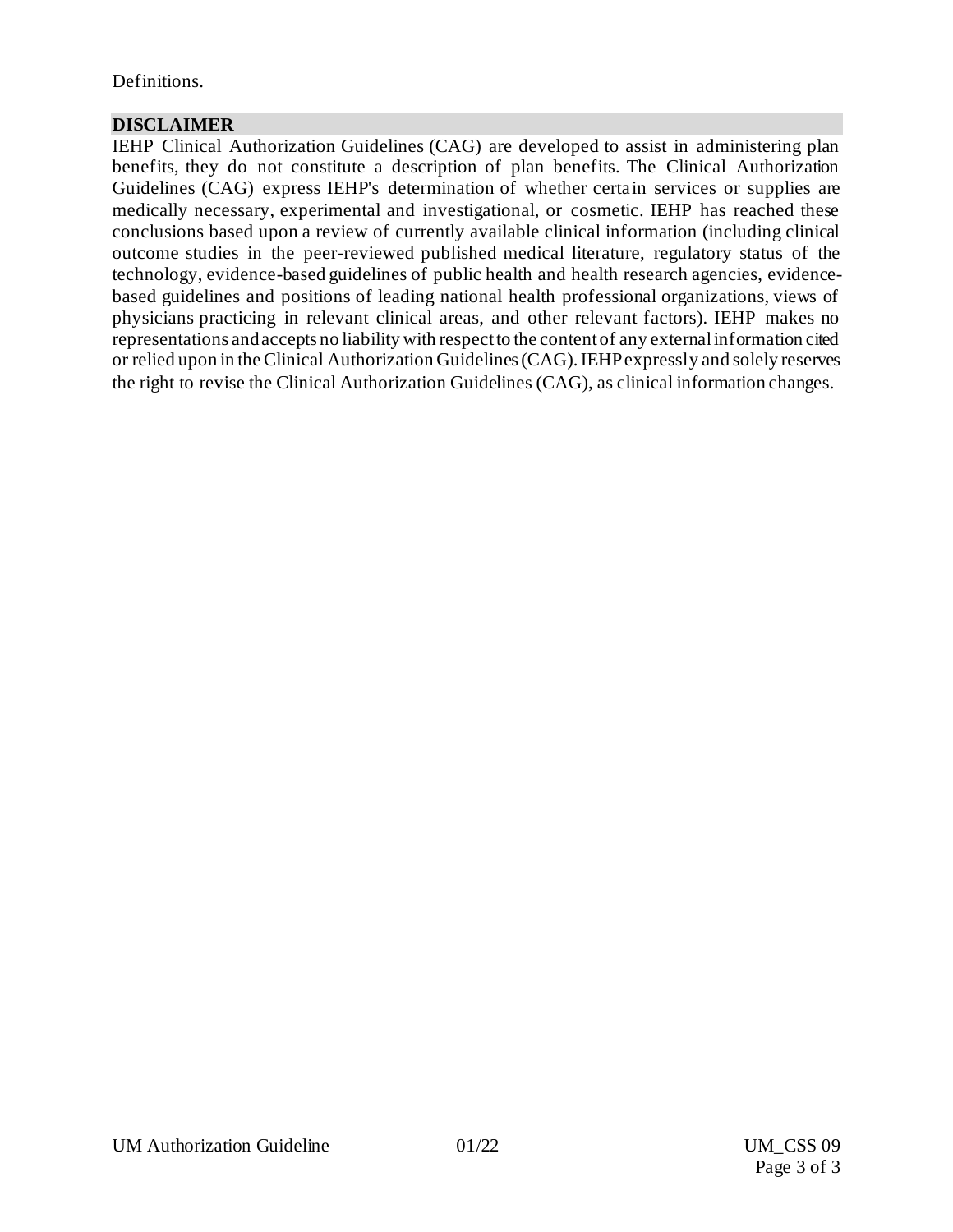Definitions.

## DISCLAIMER

IEHP Clinical Authorization Guidelines (CAG) are developed to assist in administering plan benefits, they do not constitute a description of plan benefits. The Clinical Authorization Guidelines (CAG) express IEHP's determination of whether certain services or supplies are medically necessary, experimental and investigational, or cosmetic. IEHP has reached these conclusions based upon a review of currently available clinical information (including clinical outcome studies in the peer-reviewed published medical literature, regulatory status of the technology, evidence-based guidelines of public health and health research agencies, evidence-based guidelines and positions of leading national health professional organizations, views of physicians practicing in relevant clinical areas, and other relevant factors). IEHP makes no representations and accepts no liability with respect to the content of any external information cited or relied upon in the Clinical Authorization Guidelines (CAG). IEHP expressly and solely reserves the right to revise the Clinical Authorization Guidelines (CAG), as clinical information changes.